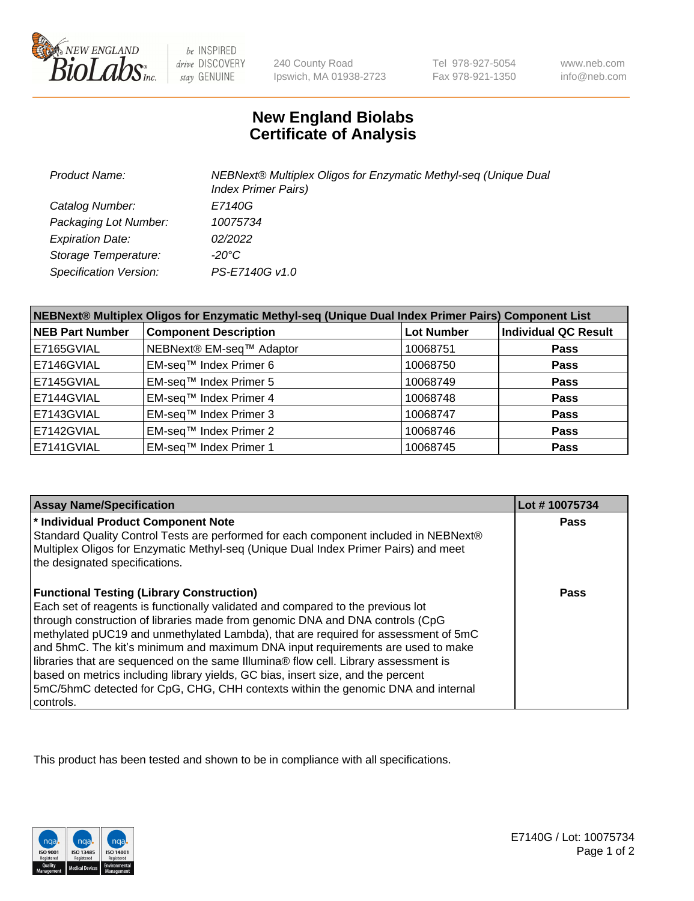# New England Biolabs Certificate of Analysis

| | |
|---|---|
| *Product Name:* | *NEBNext® Multiplex Oligos for Enzymatic Methyl-seq (Unique Dual Index Primer Pairs)* |
| *Catalog Number:* | *E7140G* |
| *Packaging Lot Number:* | *10075734* |
| *Expiration Date:* | *02/2022* |
| *Storage Temperature:* | *-20°C* |
| *Specification Version:* | *PS-E7140G v1.0* |

| NEBNext® Multiplex Oligos for Enzymatic Methyl-seq (Unique Dual Index Primer Pairs) Component List | | | |
|---|---|---|---|
| **NEB Part Number** | **Component Description** | **Lot Number** | **Individual QC Result** |
| E7165GVIAL | NEBNext® EM-seq™ Adaptor | 10068751 | **Pass** |
| E7146GVIAL | EM-seq™ Index Primer 6 | 10068750 | **Pass** |
| E7145GVIAL | EM-seq™ Index Primer 5 | 10068749 | **Pass** |
| E7144GVIAL | EM-seq™ Index Primer 4 | 10068748 | **Pass** |
| E7143GVIAL | EM-seq™ Index Primer 3 | 10068747 | **Pass** |
| E7142GVIAL | EM-seq™ Index Primer 2 | 10068746 | **Pass** |
| E7141GVIAL | EM-seq™ Index Primer 1 | 10068745 | **Pass** |

| Assay Name/Specification | Lot # 10075734 |
|---|---|
| **\* Individual Product Component Note**<br>Standard Quality Control Tests are performed for each component included in NEBNext® Multiplex Oligos for Enzymatic Methyl-seq (Unique Dual Index Primer Pairs) and meet the designated specifications. | **Pass** |
| **Functional Testing (Library Construction)**<br>Each set of reagents is functionally validated and compared to the previous lot through construction of libraries made from genomic DNA and DNA controls (CpG methylated pUC19 and unmethylated Lambda), that are required for assessment of 5mC and 5hmC. The kit's minimum and maximum DNA input requirements are used to make libraries that are sequenced on the same Illumina® flow cell. Library assessment is based on metrics including library yields, GC bias, insert size, and the percent 5mC/5hmC detected for CpG, CHG, CHH contexts within the genomic DNA and internal controls. | **Pass** |

This product has been tested and shown to be in compliance with all specifications.

E7140G / Lot: 10075734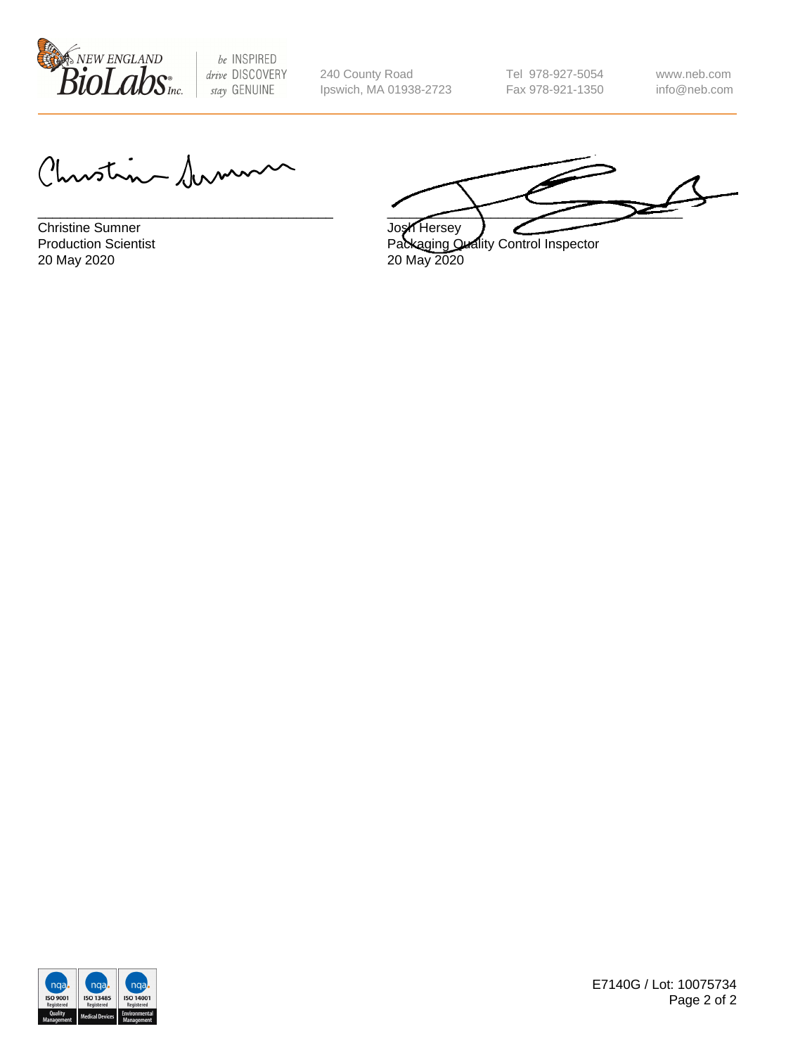Christine Sumner
Production Scientist
20 May 2020

Josh Hersey
Packaging Quality Control Inspector
20 May 2020

E7140G / Lot: 10075734